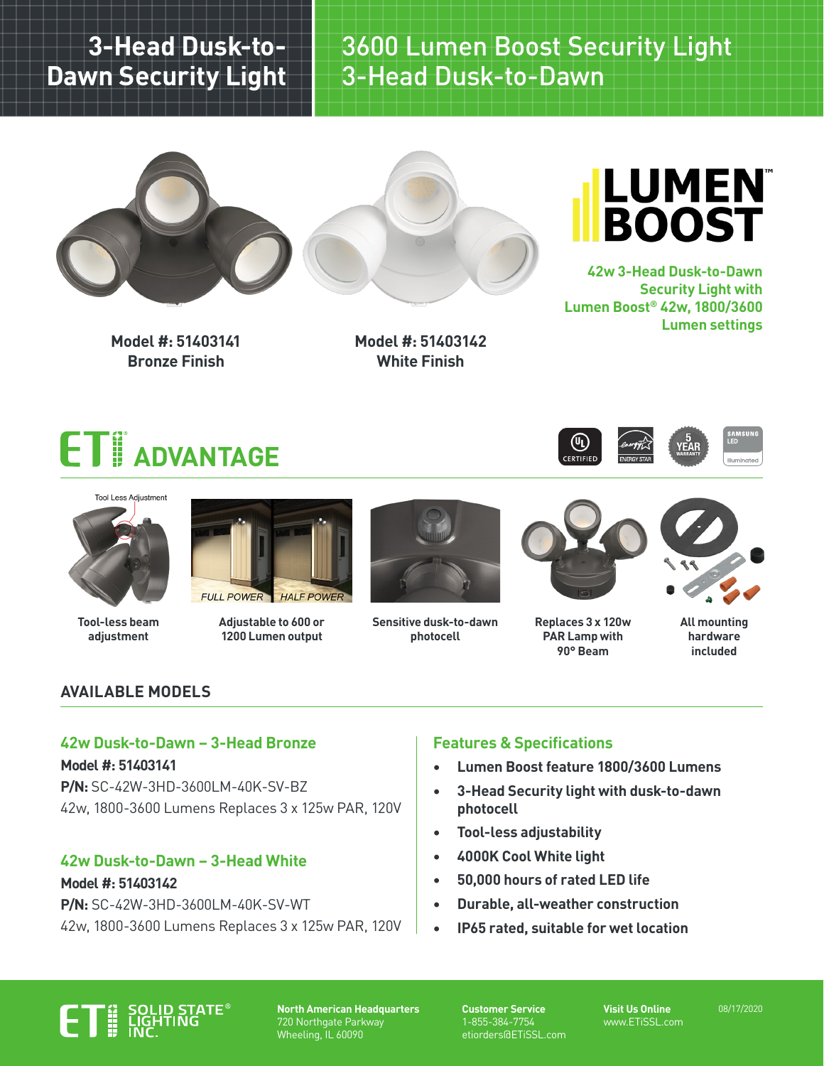# 3-Head Dusk-to-Dawn Security Light

# 3600 Lumen Boost Security Light 3-Head Dusk-to-Dawn

LUMEN™ BOOST

**42w 3-Head Dusk-to-Dawn Security Light with Lumen Boost® 42w, 1800/3600 Lumen settings**

**Model #: 51403141**
**Bronze Finish**

**Model #: 51403142**
**White Finish**

## ETi ADVANTAGE

CERTIFIED | ENERGY STAR | 5 YEAR WARRANTY | SAMSUNG LED Illuminated

Tool Less Adjustment

**Tool-less beam adjustment**

FULL POWER | HALF POWER

**Adjustable to 600 or 1200 Lumen output**

**Sensitive dusk-to-dawn photocell**

**Replaces 3 x 120w PAR Lamp with 90° Beam**

**All mounting hardware included**

## AVAILABLE MODELS

### 42w Dusk-to-Dawn – 3-Head Bronze

**Model #: 51403141**
**P/N:** SC-42W-3HD-3600LM-40K-SV-BZ
42w, 1800-3600 Lumens Replaces 3 x 125w PAR, 120V

### 42w Dusk-to-Dawn – 3-Head White

**Model #: 51403142**
**P/N:** SC-42W-3HD-3600LM-40K-SV-WT
42w, 1800-3600 Lumens Replaces 3 x 125w PAR, 120V

### Features & Specifications

- **Lumen Boost feature 1800/3600 Lumens**
- **3-Head Security light with dusk-to-dawn photocell**
- **Tool-less adjustability**
- **4000K Cool White light**
- **50,000 hours of rated LED life**
- **Durable, all-weather construction**
- **IP65 rated, suitable for wet location**

ETi SOLID STATE® LIGHTING INC.

**North American Headquarters**
720 Northgate Parkway
Wheeling, IL 60090

**Customer Service**
1-855-384-7754
etiorders@ETiSSL.com

**Visit Us Online**
www.ETiSSL.com

08/17/2020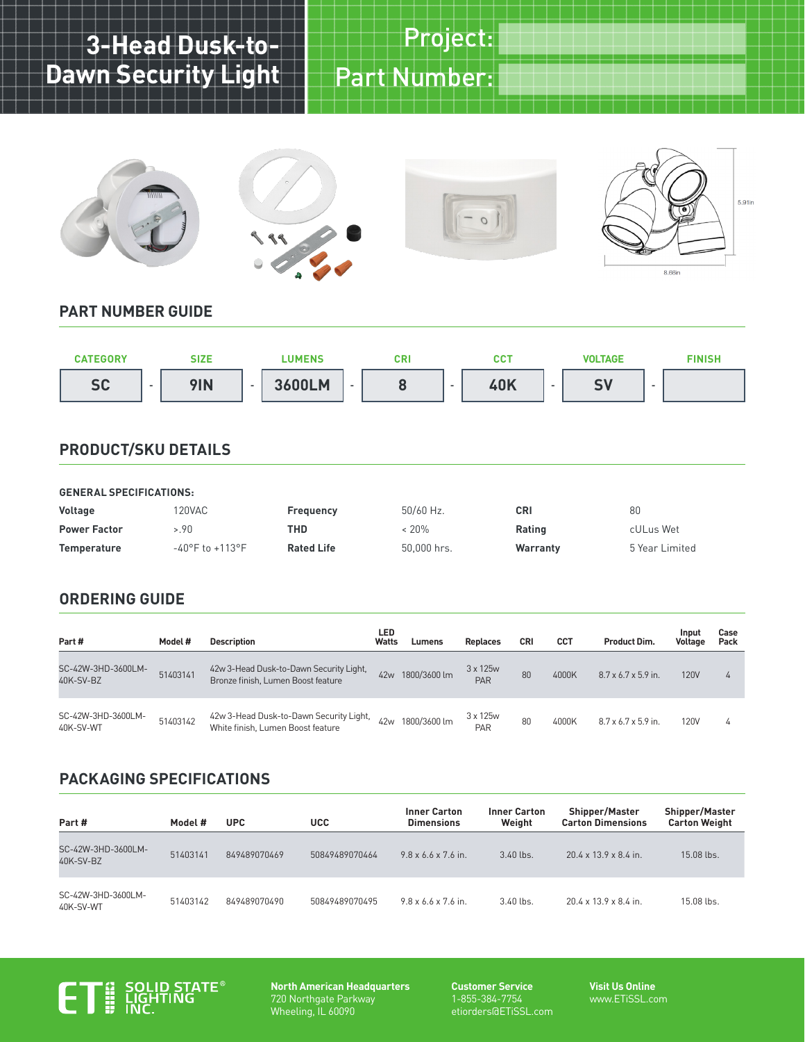# 3-Head Dusk-to-Dawn Security Light

**Project:**

**Part Number:**

5.91in

8.66in

## PART NUMBER GUIDE

| CATEGORY | | SIZE | | LUMENS | | CRI | | CCT | | VOLTAGE | | FINISH |
|---|---|---|---|---|---|---|---|---|---|---|---|---|
| SC | - | 9IN | - | 3600LM | - | 8 | - | 40K | - | SV | - | |

## PRODUCT/SKU DETAILS

**GENERAL SPECIFICATIONS:**

| | | | | | |
|---|---|---|---|---|---|
| **Voltage** | 120VAC | **Frequency** | 50/60 Hz. | **CRI** | 80 |
| **Power Factor** | >.90 | **THD** | < 20% | **Rating** | cULus Wet |
| **Temperature** | -40°F to +113°F | **Rated Life** | 50,000 hrs. | **Warranty** | 5 Year Limited |

## ORDERING GUIDE

| Part # | Model # | Description | LED Watts | Lumens | Replaces | CRI | CCT | Product Dim. | Input Voltage | Case Pack |
|---|---|---|---|---|---|---|---|---|---|---|
| SC-42W-3HD-3600LM-40K-SV-BZ | 51403141 | 42w 3-Head Dusk-to-Dawn Security Light, Bronze finish, Lumen Boost feature | 42w | 1800/3600 lm | 3 x 125w PAR | 80 | 4000K | 8.7 x 6.7 x 5.9 in. | 120V | 4 |
| SC-42W-3HD-3600LM-40K-SV-WT | 51403142 | 42w 3-Head Dusk-to-Dawn Security Light, White finish, Lumen Boost feature | 42w | 1800/3600 lm | 3 x 125w PAR | 80 | 4000K | 8.7 x 6.7 x 5.9 in. | 120V | 4 |

## PACKAGING SPECIFICATIONS

| Part # | Model # | UPC | UCC | Inner Carton Dimensions | Inner Carton Weight | Shipper/Master Carton Dimensions | Shipper/Master Carton Weight |
|---|---|---|---|---|---|---|---|
| SC-42W-3HD-3600LM-40K-SV-BZ | 51403141 | 849489070469 | 50849489070464 | 9.8 x 6.6 x 7.6 in. | 3.40 lbs. | 20.4 x 13.9 x 8.4 in. | 15.08 lbs. |
| SC-42W-3HD-3600LM-40K-SV-WT | 51403142 | 849489070490 | 50849489070495 | 9.8 x 6.6 x 7.6 in. | 3.40 lbs. | 20.4 x 13.9 x 8.4 in. | 15.08 lbs. |

ETi SOLID STATE® LIGHTING INC.

**North American Headquarters**
720 Northgate Parkway
Wheeling, IL 60090

**Customer Service**
1-855-384-7754
etiorders@ETiSSL.com

**Visit Us Online**
www.ETiSSL.com